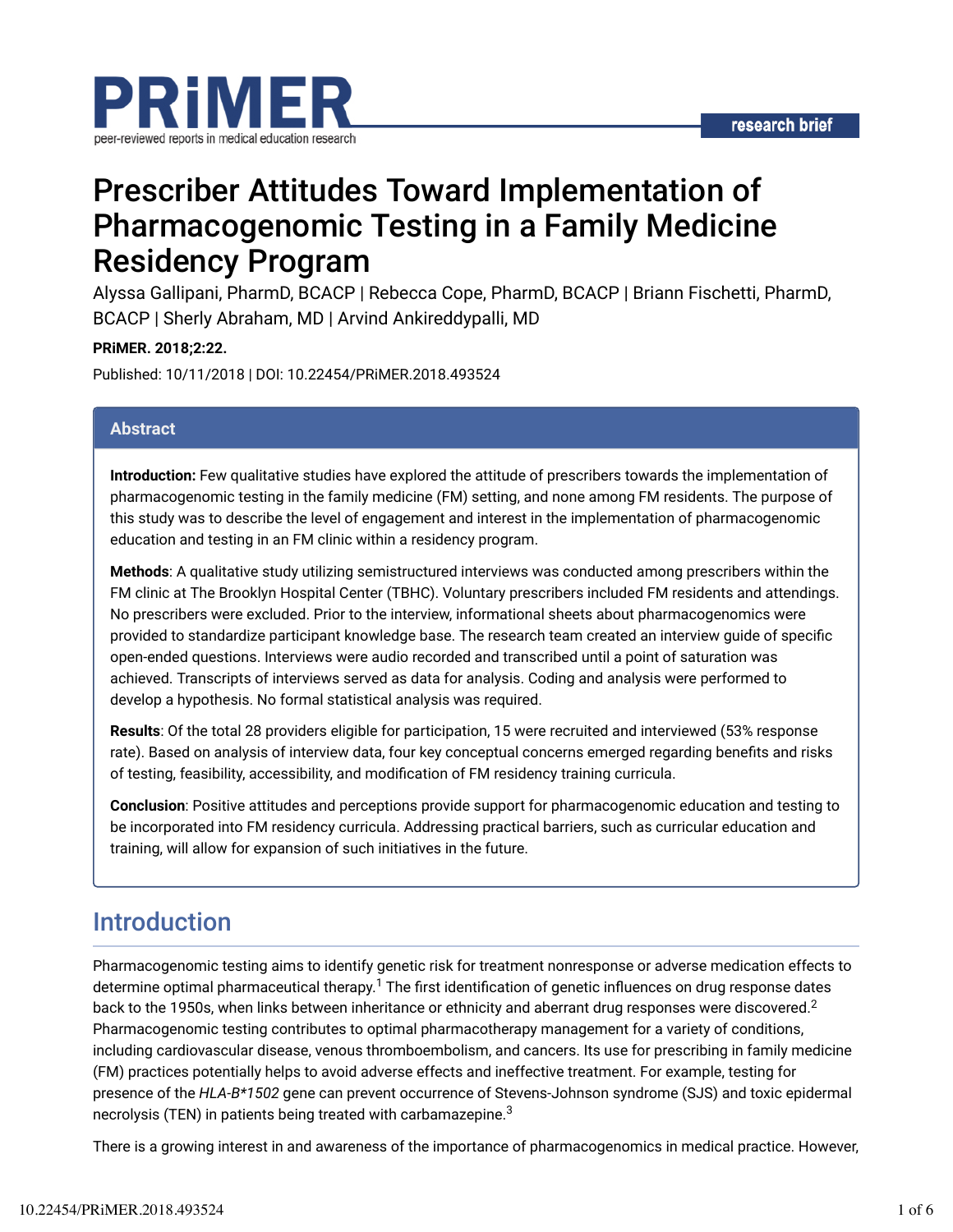PRiMER
peer-reviewed reports in medical education research

research brief

# Prescriber Attitudes Toward Implementation of Pharmacogenomic Testing in a Family Medicine Residency Program

Alyssa Gallipani, PharmD, BCACP | Rebecca Cope, PharmD, BCACP | Briann Fischetti, PharmD, BCACP | Sherly Abraham, MD | Arvind Ankireddypalli, MD

**PRiMER. 2018;2:22.**

Published: 10/11/2018 | DOI: 10.22454/PRiMER.2018.493524

## Abstract

**Introduction:** Few qualitative studies have explored the attitude of prescribers towards the implementation of pharmacogenomic testing in the family medicine (FM) setting, and none among FM residents. The purpose of this study was to describe the level of engagement and interest in the implementation of pharmacogenomic education and testing in an FM clinic within a residency program.

**Methods**: A qualitative study utilizing semistructured interviews was conducted among prescribers within the FM clinic at The Brooklyn Hospital Center (TBHC). Voluntary prescribers included FM residents and attendings. No prescribers were excluded. Prior to the interview, informational sheets about pharmacogenomics were provided to standardize participant knowledge base. The research team created an interview guide of specific open-ended questions. Interviews were audio recorded and transcribed until a point of saturation was achieved. Transcripts of interviews served as data for analysis. Coding and analysis were performed to develop a hypothesis. No formal statistical analysis was required.

**Results**: Of the total 28 providers eligible for participation, 15 were recruited and interviewed (53% response rate). Based on analysis of interview data, four key conceptual concerns emerged regarding benefits and risks of testing, feasibility, accessibility, and modification of FM residency training curricula.

**Conclusion**: Positive attitudes and perceptions provide support for pharmacogenomic education and testing to be incorporated into FM residency curricula. Addressing practical barriers, such as curricular education and training, will allow for expansion of such initiatives in the future.

## Introduction

Pharmacogenomic testing aims to identify genetic risk for treatment nonresponse or adverse medication effects to determine optimal pharmaceutical therapy.[1] The first identification of genetic influences on drug response dates back to the 1950s, when links between inheritance or ethnicity and aberrant drug responses were discovered.[2] Pharmacogenomic testing contributes to optimal pharmacotherapy management for a variety of conditions, including cardiovascular disease, venous thromboembolism, and cancers. Its use for prescribing in family medicine (FM) practices potentially helps to avoid adverse effects and ineffective treatment. For example, testing for presence of the *HLA-B*1502* gene can prevent occurrence of Stevens-Johnson syndrome (SJS) and toxic epidermal necrolysis (TEN) in patients being treated with carbamazepine.[3]

There is a growing interest in and awareness of the importance of pharmacogenomics in medical practice. However,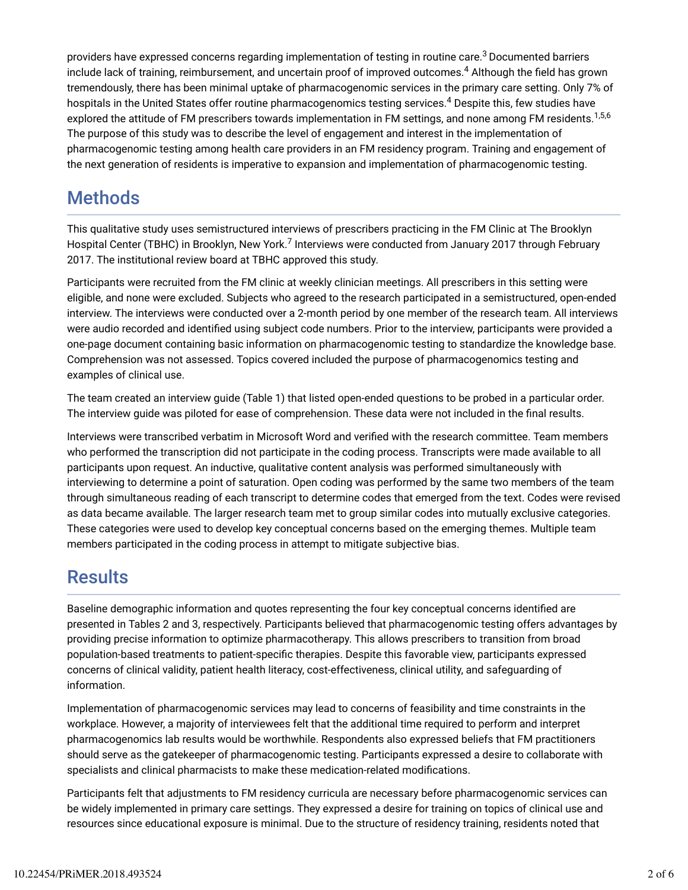providers have expressed concerns regarding implementation of testing in routine care.[3] Documented barriers include lack of training, reimbursement, and uncertain proof of improved outcomes.[4] Although the field has grown tremendously, there has been minimal uptake of pharmacogenomic services in the primary care setting. Only 7% of hospitals in the United States offer routine pharmacogenomics testing services.[4] Despite this, few studies have explored the attitude of FM prescribers towards implementation in FM settings, and none among FM residents.[1,5,6] The purpose of this study was to describe the level of engagement and interest in the implementation of pharmacogenomic testing among health care providers in an FM residency program. Training and engagement of the next generation of residents is imperative to expansion and implementation of pharmacogenomic testing.

## Methods

This qualitative study uses semistructured interviews of prescribers practicing in the FM Clinic at The Brooklyn Hospital Center (TBHC) in Brooklyn, New York.[7] Interviews were conducted from January 2017 through February 2017. The institutional review board at TBHC approved this study.

Participants were recruited from the FM clinic at weekly clinician meetings. All prescribers in this setting were eligible, and none were excluded. Subjects who agreed to the research participated in a semistructured, open-ended interview. The interviews were conducted over a 2-month period by one member of the research team. All interviews were audio recorded and identified using subject code numbers. Prior to the interview, participants were provided a one-page document containing basic information on pharmacogenomic testing to standardize the knowledge base. Comprehension was not assessed. Topics covered included the purpose of pharmacogenomics testing and examples of clinical use.

The team created an interview guide (Table 1) that listed open-ended questions to be probed in a particular order. The interview guide was piloted for ease of comprehension. These data were not included in the final results.

Interviews were transcribed verbatim in Microsoft Word and verified with the research committee. Team members who performed the transcription did not participate in the coding process. Transcripts were made available to all participants upon request. An inductive, qualitative content analysis was performed simultaneously with interviewing to determine a point of saturation. Open coding was performed by the same two members of the team through simultaneous reading of each transcript to determine codes that emerged from the text. Codes were revised as data became available. The larger research team met to group similar codes into mutually exclusive categories. These categories were used to develop key conceptual concerns based on the emerging themes. Multiple team members participated in the coding process in attempt to mitigate subjective bias.

## Results

Baseline demographic information and quotes representing the four key conceptual concerns identified are presented in Tables 2 and 3, respectively. Participants believed that pharmacogenomic testing offers advantages by providing precise information to optimize pharmacotherapy. This allows prescribers to transition from broad population-based treatments to patient-specific therapies. Despite this favorable view, participants expressed concerns of clinical validity, patient health literacy, cost-effectiveness, clinical utility, and safeguarding of information.

Implementation of pharmacogenomic services may lead to concerns of feasibility and time constraints in the workplace. However, a majority of interviewees felt that the additional time required to perform and interpret pharmacogenomics lab results would be worthwhile. Respondents also expressed beliefs that FM practitioners should serve as the gatekeeper of pharmacogenomic testing. Participants expressed a desire to collaborate with specialists and clinical pharmacists to make these medication-related modifications.

Participants felt that adjustments to FM residency curricula are necessary before pharmacogenomic services can be widely implemented in primary care settings. They expressed a desire for training on topics of clinical use and resources since educational exposure is minimal. Due to the structure of residency training, residents noted that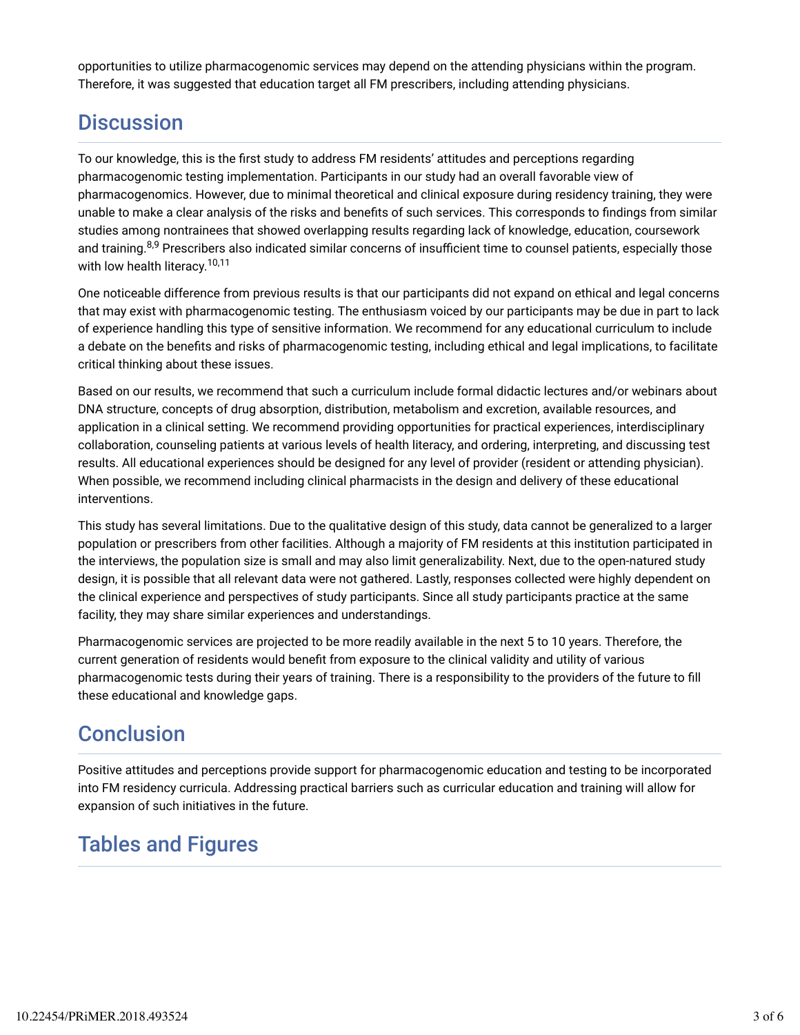opportunities to utilize pharmacogenomic services may depend on the attending physicians within the program. Therefore, it was suggested that education target all FM prescribers, including attending physicians.

## Discussion

To our knowledge, this is the first study to address FM residents' attitudes and perceptions regarding pharmacogenomic testing implementation. Participants in our study had an overall favorable view of pharmacogenomics. However, due to minimal theoretical and clinical exposure during residency training, they were unable to make a clear analysis of the risks and benefits of such services. This corresponds to findings from similar studies among nontrainees that showed overlapping results regarding lack of knowledge, education, coursework and training.[8,9] Prescribers also indicated similar concerns of insufficient time to counsel patients, especially those with low health literacy.[10,11]

One noticeable difference from previous results is that our participants did not expand on ethical and legal concerns that may exist with pharmacogenomic testing. The enthusiasm voiced by our participants may be due in part to lack of experience handling this type of sensitive information. We recommend for any educational curriculum to include a debate on the benefits and risks of pharmacogenomic testing, including ethical and legal implications, to facilitate critical thinking about these issues.

Based on our results, we recommend that such a curriculum include formal didactic lectures and/or webinars about DNA structure, concepts of drug absorption, distribution, metabolism and excretion, available resources, and application in a clinical setting. We recommend providing opportunities for practical experiences, interdisciplinary collaboration, counseling patients at various levels of health literacy, and ordering, interpreting, and discussing test results. All educational experiences should be designed for any level of provider (resident or attending physician). When possible, we recommend including clinical pharmacists in the design and delivery of these educational interventions.

This study has several limitations. Due to the qualitative design of this study, data cannot be generalized to a larger population or prescribers from other facilities. Although a majority of FM residents at this institution participated in the interviews, the population size is small and may also limit generalizability. Next, due to the open-natured study design, it is possible that all relevant data were not gathered. Lastly, responses collected were highly dependent on the clinical experience and perspectives of study participants. Since all study participants practice at the same facility, they may share similar experiences and understandings.

Pharmacogenomic services are projected to be more readily available in the next 5 to 10 years. Therefore, the current generation of residents would benefit from exposure to the clinical validity and utility of various pharmacogenomic tests during their years of training. There is a responsibility to the providers of the future to fill these educational and knowledge gaps.

## Conclusion

Positive attitudes and perceptions provide support for pharmacogenomic education and testing to be incorporated into FM residency curricula. Addressing practical barriers such as curricular education and training will allow for expansion of such initiatives in the future.

## Tables and Figures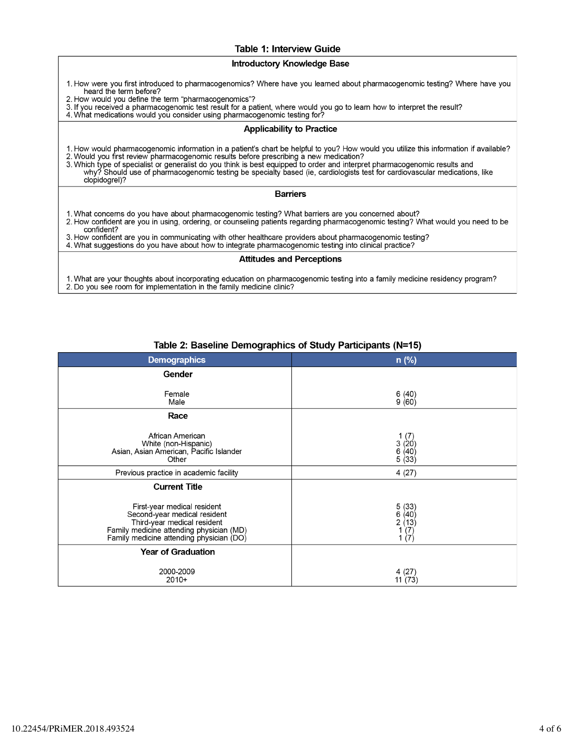### Table 1: Interview Guide

| Introductory Knowledge Base |
|---|
| 1. How were you first introduced to pharmacogenomics? Where have you learned about pharmacogenomic testing? Where have you heard the term before?<br>2. How would you define the term "pharmacogenomics"?<br>3. If you received a pharmacogenomic test result for a patient, where would you go to learn how to interpret the result?<br>4. What medications would you consider using pharmacogenomic testing for? |
| **Applicability to Practice** |
| 1. How would pharmacogenomic information in a patient's chart be helpful to you? How would you utilize this information if available?<br>2. Would you first review pharmacogenomic results before prescribing a new medication?<br>3. Which type of specialist or generalist do you think is best equipped to order and interpret pharmacogenomic results and why? Should use of pharmacogenomic testing be specialty based (ie, cardiologists test for cardiovascular medications, like clopidogrel)? |
| **Barriers** |
| 1. What concerns do you have about pharmacogenomic testing? What barriers are you concerned about?<br>2. How confident are you in using, ordering, or counseling patients regarding pharmacogenomic testing? What would you need to be confident?<br>3. How confident are you in communicating with other healthcare providers about pharmacogenomic testing?<br>4. What suggestions do you have about how to integrate pharmacogenomic testing into clinical practice? |
| **Attitudes and Perceptions** |
| 1. What are your thoughts about incorporating education on pharmacogenomic testing into a family medicine residency program?<br>2. Do you see room for implementation in the family medicine clinic? |

### Table 2: Baseline Demographics of Study Participants (N=15)

| Demographics | n (%) |
|---|---|
| **Gender** | |
| Female | 6 (40) |
| Male | 9 (60) |
| **Race** | |
| African American | 1 (7) |
| White (non-Hispanic) | 3 (20) |
| Asian, Asian American, Pacific Islander | 6 (40) |
| Other | 5 (33) |
| Previous practice in academic facility | 4 (27) |
| **Current Title** | |
| First-year medical resident | 5 (33) |
| Second-year medical resident | 6 (40) |
| Third-year medical resident | 2 (13) |
| Family medicine attending physician (MD) | 1 (7) |
| Family medicine attending physician (DO) | 1 (7) |
| **Year of Graduation** | |
| 2000-2009 | 4 (27) |
| 2010+ | 11 (73) |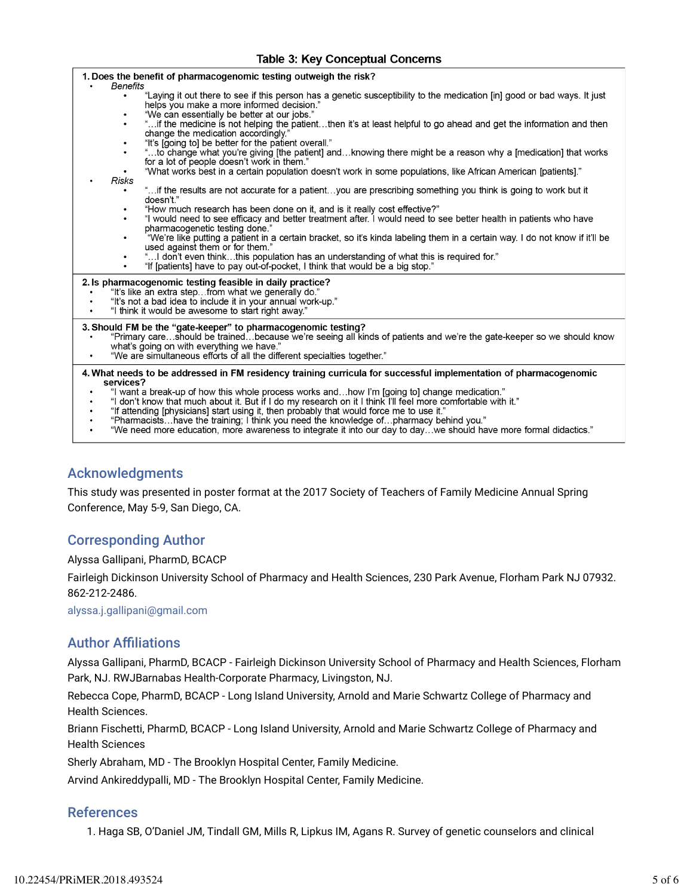**Table 3: Key Conceptual Concerns**

**1. Does the benefit of pharmacogenomic testing outweigh the risk?**

- *Benefits*
  - "Laying it out there to see if this person has a genetic susceptibility to the medication [in] good or bad ways. It just helps you make a more informed decision."
  - "We can essentially be better at our jobs."
  - "…if the medicine is not helping the patient…then it's at least helpful to go ahead and get the information and then change the medication accordingly."
  - "It's [going to] be better for the patient overall."
  - "…to change what you're giving [the patient] and…knowing there might be a reason why a [medication] that works for a lot of people doesn't work in them."
  - "What works best in a certain population doesn't work in some populations, like African American [patients]."
- *Risks*
  - "…if the results are not accurate for a patient…you are prescribing something you think is going to work but it doesn't."
  - "How much research has been done on it, and is it really cost effective?"
  - "I would need to see efficacy and better treatment after. I would need to see better health in patients who have pharmacogenetic testing done."
  - "We're like putting a patient in a certain bracket, so it's kinda labeling them in a certain way. I do not know if it'll be used against them or for them."
  - "…I don't even think…this population has an understanding of what this is required for."
  - "If [patients] have to pay out-of-pocket, I think that would be a big stop."

**2. Is pharmacogenomic testing feasible in daily practice?**

- "It's like an extra step…from what we generally do."
- "It's not a bad idea to include it in your annual work-up."
- "I think it would be awesome to start right away."

**3. Should FM be the "gate-keeper" to pharmacogenomic testing?**

- "Primary care…should be trained…because we're seeing all kinds of patients and we're the gate-keeper so we should know what's going on with everything we have."
- "We are simultaneous efforts of all the different specialties together."

**4. What needs to be addressed in FM residency training curricula for successful implementation of pharmacogenomic services?**

- "I want a break-up of how this whole process works and…how I'm [going to] change medication."
- "I don't know that much about it. But if I do my research on it I think I'll feel more comfortable with it."
- "If attending [physicians] start using it, then probably that would force me to use it."
- "Pharmacists…have the training; I think you need the knowledge of…pharmacy behind you."
- "We need more education, more awareness to integrate it into our day to day…we should have more formal didactics."

## Acknowledgments

This study was presented in poster format at the 2017 Society of Teachers of Family Medicine Annual Spring Conference, May 5-9, San Diego, CA.

## Corresponding Author

Alyssa Gallipani, PharmD, BCACP

Fairleigh Dickinson University School of Pharmacy and Health Sciences, 230 Park Avenue, Florham Park NJ 07932. 862-212-2486.

alyssa.j.gallipani@gmail.com

## Author Affiliations

Alyssa Gallipani, PharmD, BCACP - Fairleigh Dickinson University School of Pharmacy and Health Sciences, Florham Park, NJ. RWJBarnabas Health-Corporate Pharmacy, Livingston, NJ.

Rebecca Cope, PharmD, BCACP - Long Island University, Arnold and Marie Schwartz College of Pharmacy and Health Sciences.

Briann Fischetti, PharmD, BCACP - Long Island University, Arnold and Marie Schwartz College of Pharmacy and Health Sciences

Sherly Abraham, MD - The Brooklyn Hospital Center, Family Medicine.

Arvind Ankireddypalli, MD - The Brooklyn Hospital Center, Family Medicine.

## References

1. Haga SB, O'Daniel JM, Tindall GM, Mills R, Lipkus IM, Agans R. Survey of genetic counselors and clinical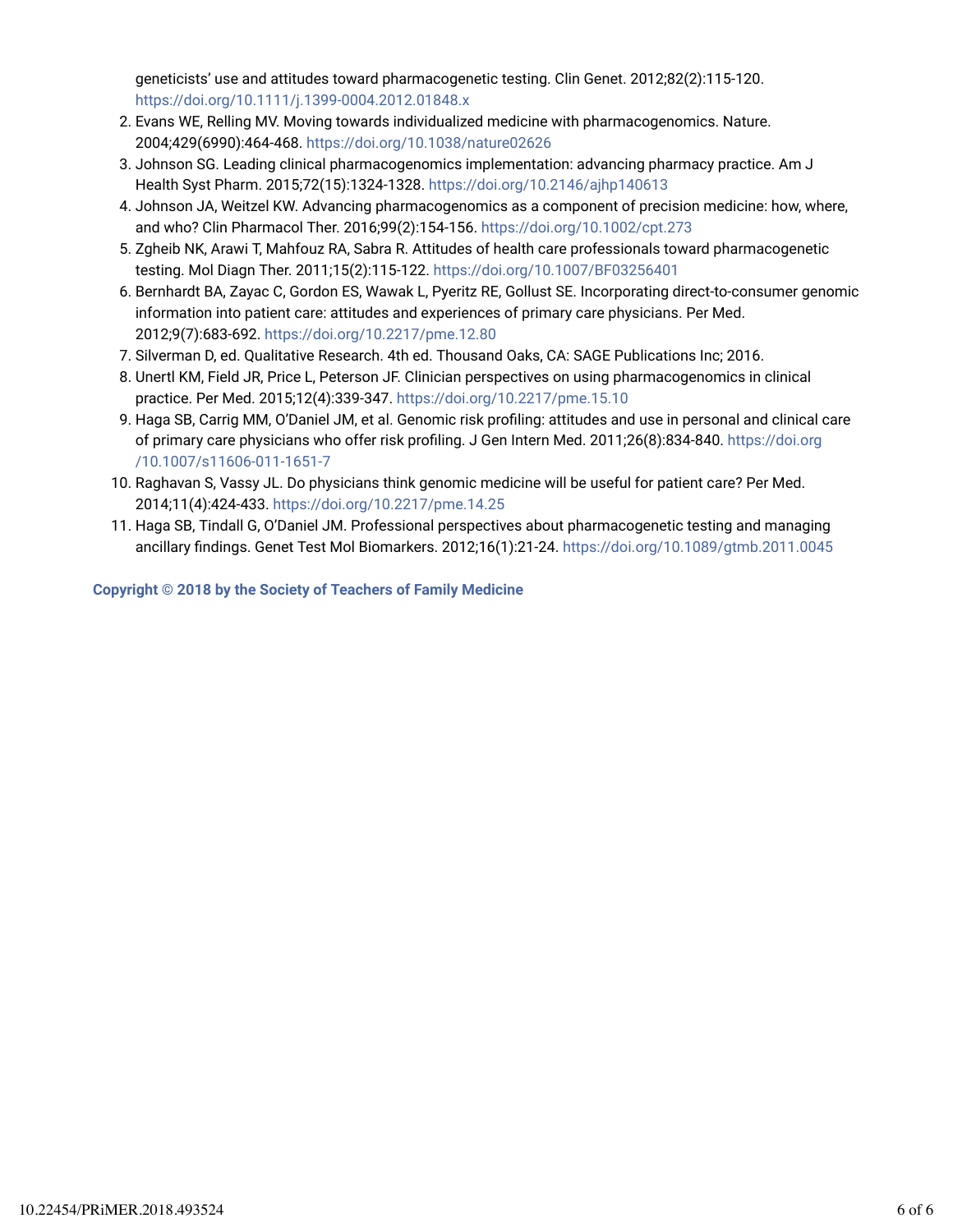geneticists' use and attitudes toward pharmacogenetic testing. Clin Genet. 2012;82(2):115-120. https://doi.org/10.1111/j.1399-0004.2012.01848.x

2. Evans WE, Relling MV. Moving towards individualized medicine with pharmacogenomics. Nature. 2004;429(6990):464-468. https://doi.org/10.1038/nature02626
3. Johnson SG. Leading clinical pharmacogenomics implementation: advancing pharmacy practice. Am J Health Syst Pharm. 2015;72(15):1324-1328. https://doi.org/10.2146/ajhp140613
4. Johnson JA, Weitzel KW. Advancing pharmacogenomics as a component of precision medicine: how, where, and who? Clin Pharmacol Ther. 2016;99(2):154-156. https://doi.org/10.1002/cpt.273
5. Zgheib NK, Arawi T, Mahfouz RA, Sabra R. Attitudes of health care professionals toward pharmacogenetic testing. Mol Diagn Ther. 2011;15(2):115-122. https://doi.org/10.1007/BF03256401
6. Bernhardt BA, Zayac C, Gordon ES, Wawak L, Pyeritz RE, Gollust SE. Incorporating direct-to-consumer genomic information into patient care: attitudes and experiences of primary care physicians. Per Med. 2012;9(7):683-692. https://doi.org/10.2217/pme.12.80
7. Silverman D, ed. Qualitative Research. 4th ed. Thousand Oaks, CA: SAGE Publications Inc; 2016.
8. Unertl KM, Field JR, Price L, Peterson JF. Clinician perspectives on using pharmacogenomics in clinical practice. Per Med. 2015;12(4):339-347. https://doi.org/10.2217/pme.15.10
9. Haga SB, Carrig MM, O'Daniel JM, et al. Genomic risk profiling: attitudes and use in personal and clinical care of primary care physicians who offer risk profiling. J Gen Intern Med. 2011;26(8):834-840. https://doi.org/10.1007/s11606-011-1651-7
10. Raghavan S, Vassy JL. Do physicians think genomic medicine will be useful for patient care? Per Med. 2014;11(4):424-433. https://doi.org/10.2217/pme.14.25
11. Haga SB, Tindall G, O'Daniel JM. Professional perspectives about pharmacogenetic testing and managing ancillary findings. Genet Test Mol Biomarkers. 2012;16(1):21-24. https://doi.org/10.1089/gtmb.2011.0045

**Copyright © 2018 by the Society of Teachers of Family Medicine**